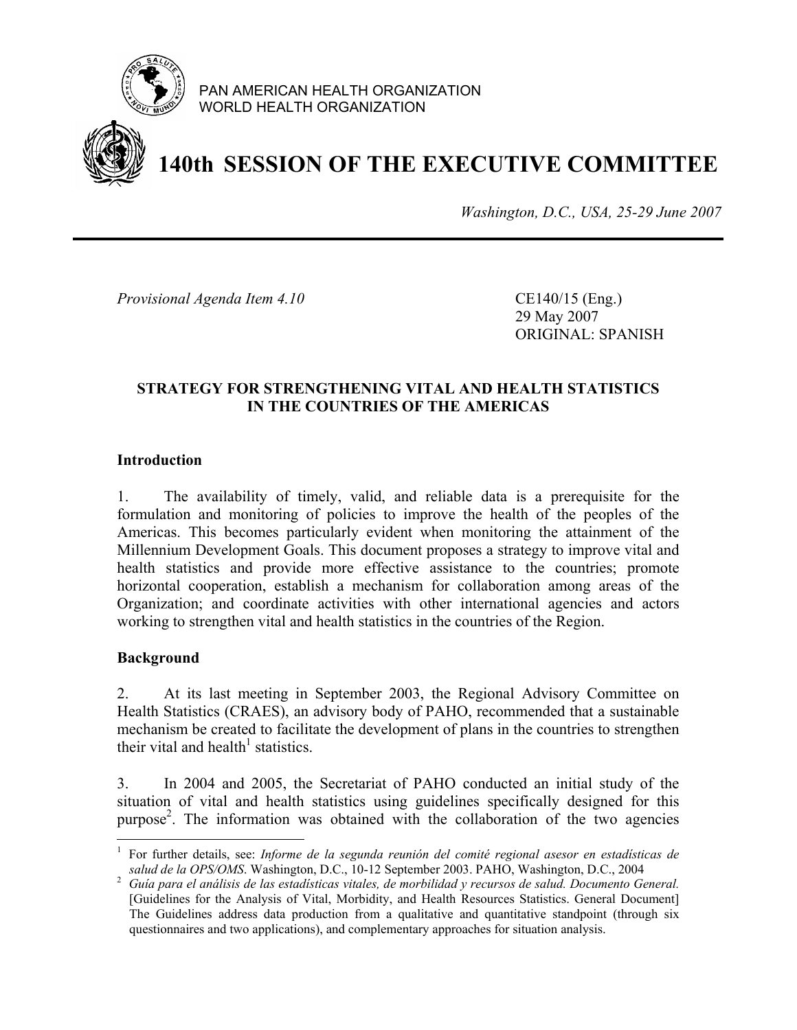PAN AMERICAN HEALTH ORGANIZATION
WORLD HEALTH ORGANIZATION

# 140th SESSION OF THE EXECUTIVE COMMITTEE

*Washington, D.C., USA, 25-29 June 2007*

---

*Provisional Agenda Item 4.10*

CE140/15 (Eng.)
29 May 2007
ORIGINAL: SPANISH

## STRATEGY FOR STRENGTHENING VITAL AND HEALTH STATISTICS IN THE COUNTRIES OF THE AMERICAS

### Introduction

1. The availability of timely, valid, and reliable data is a prerequisite for the formulation and monitoring of policies to improve the health of the peoples of the Americas. This becomes particularly evident when monitoring the attainment of the Millennium Development Goals. This document proposes a strategy to improve vital and health statistics and provide more effective assistance to the countries; promote horizontal cooperation, establish a mechanism for collaboration among areas of the Organization; and coordinate activities with other international agencies and actors working to strengthen vital and health statistics in the countries of the Region.

### Background

2. At its last meeting in September 2003, the Regional Advisory Committee on Health Statistics (CRAES), an advisory body of PAHO, recommended that a sustainable mechanism be created to facilitate the development of plans in the countries to strengthen their vital and health[1] statistics.

3. In 2004 and 2005, the Secretariat of PAHO conducted an initial study of the situation of vital and health statistics using guidelines specifically designed for this purpose[2]. The information was obtained with the collaboration of the two agencies

---

[1] For further details, see: *Informe de la segunda reunión del comité regional asesor en estadísticas de salud de la OPS/OMS*. Washington, D.C., 10-12 September 2003. PAHO, Washington, D.C., 2004

[2] *Guía para el análisis de las estadísticas vitales, de morbilidad y recursos de salud. Documento General.* [Guidelines for the Analysis of Vital, Morbidity, and Health Resources Statistics. General Document] The Guidelines address data production from a qualitative and quantitative standpoint (through six questionnaires and two applications), and complementary approaches for situation analysis.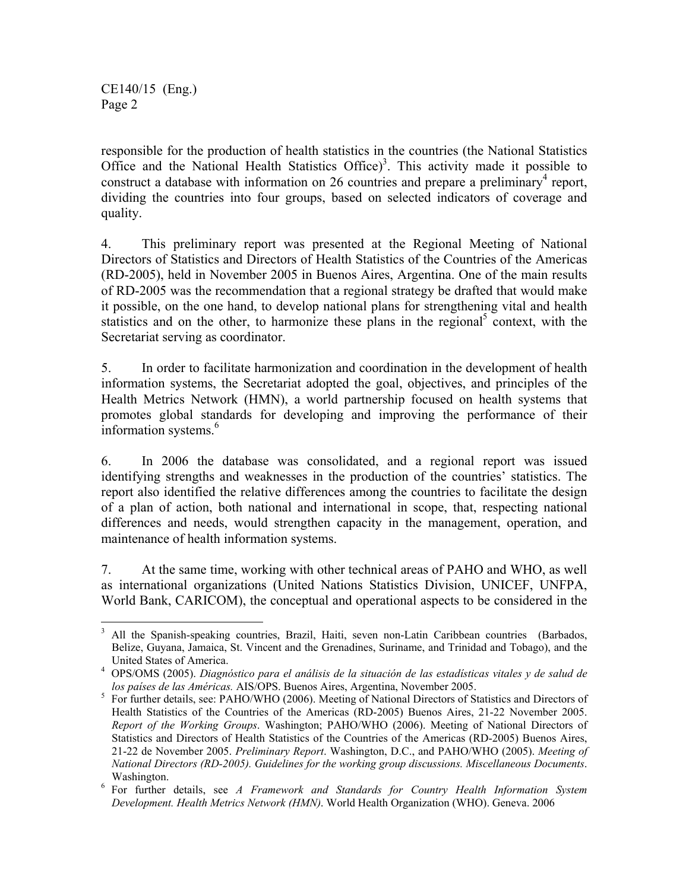responsible for the production of health statistics in the countries (the National Statistics Office and the National Health Statistics Office)[3]. This activity made it possible to construct a database with information on 26 countries and prepare a preliminary[4] report, dividing the countries into four groups, based on selected indicators of coverage and quality.

4. This preliminary report was presented at the Regional Meeting of National Directors of Statistics and Directors of Health Statistics of the Countries of the Americas (RD-2005), held in November 2005 in Buenos Aires, Argentina. One of the main results of RD-2005 was the recommendation that a regional strategy be drafted that would make it possible, on the one hand, to develop national plans for strengthening vital and health statistics and on the other, to harmonize these plans in the regional[5] context, with the Secretariat serving as coordinator.

5. In order to facilitate harmonization and coordination in the development of health information systems, the Secretariat adopted the goal, objectives, and principles of the Health Metrics Network (HMN), a world partnership focused on health systems that promotes global standards for developing and improving the performance of their information systems.[6]

6. In 2006 the database was consolidated, and a regional report was issued identifying strengths and weaknesses in the production of the countries' statistics. The report also identified the relative differences among the countries to facilitate the design of a plan of action, both national and international in scope, that, respecting national differences and needs, would strengthen capacity in the management, operation, and maintenance of health information systems.

7. At the same time, working with other technical areas of PAHO and WHO, as well as international organizations (United Nations Statistics Division, UNICEF, UNFPA, World Bank, CARICOM), the conceptual and operational aspects to be considered in the

---

[3] All the Spanish-speaking countries, Brazil, Haiti, seven non-Latin Caribbean countries (Barbados, Belize, Guyana, Jamaica, St. Vincent and the Grenadines, Suriname, and Trinidad and Tobago), and the United States of America.

[4] OPS/OMS (2005). *Diagnóstico para el análisis de la situación de las estadísticas vitales y de salud de los países de las Américas.* AIS/OPS. Buenos Aires, Argentina, November 2005.

[5] For further details, see: PAHO/WHO (2006). Meeting of National Directors of Statistics and Directors of Health Statistics of the Countries of the Americas (RD-2005) Buenos Aires, 21-22 November 2005. *Report of the Working Groups*. Washington; PAHO/WHO (2006). Meeting of National Directors of Statistics and Directors of Health Statistics of the Countries of the Americas (RD-2005) Buenos Aires, 21-22 de November 2005. *Preliminary Report*. Washington, D.C., and PAHO/WHO (2005). *Meeting of National Directors (RD-2005). Guidelines for the working group discussions. Miscellaneous Documents*. Washington.

[6] For further details, see *A Framework and Standards for Country Health Information System Development. Health Metrics Network (HMN)*. World Health Organization (WHO). Geneva. 2006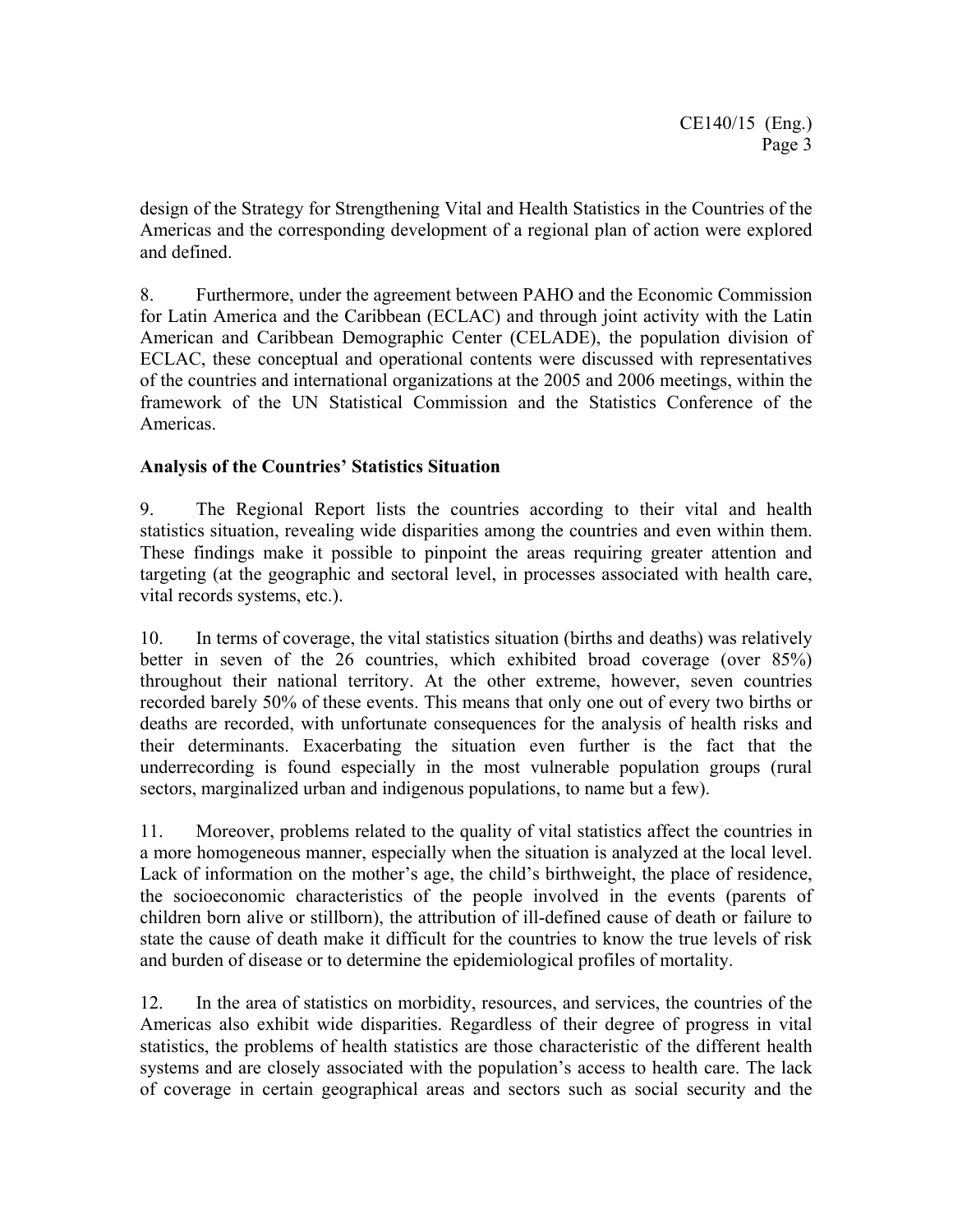design of the Strategy for Strengthening Vital and Health Statistics in the Countries of the Americas and the corresponding development of a regional plan of action were explored and defined.

8. Furthermore, under the agreement between PAHO and the Economic Commission for Latin America and the Caribbean (ECLAC) and through joint activity with the Latin American and Caribbean Demographic Center (CELADE), the population division of ECLAC, these conceptual and operational contents were discussed with representatives of the countries and international organizations at the 2005 and 2006 meetings, within the framework of the UN Statistical Commission and the Statistics Conference of the Americas.

**Analysis of the Countries' Statistics Situation**

9. The Regional Report lists the countries according to their vital and health statistics situation, revealing wide disparities among the countries and even within them. These findings make it possible to pinpoint the areas requiring greater attention and targeting (at the geographic and sectoral level, in processes associated with health care, vital records systems, etc.).

10. In terms of coverage, the vital statistics situation (births and deaths) was relatively better in seven of the 26 countries, which exhibited broad coverage (over 85%) throughout their national territory. At the other extreme, however, seven countries recorded barely 50% of these events. This means that only one out of every two births or deaths are recorded, with unfortunate consequences for the analysis of health risks and their determinants. Exacerbating the situation even further is the fact that the underrecording is found especially in the most vulnerable population groups (rural sectors, marginalized urban and indigenous populations, to name but a few).

11. Moreover, problems related to the quality of vital statistics affect the countries in a more homogeneous manner, especially when the situation is analyzed at the local level. Lack of information on the mother's age, the child's birthweight, the place of residence, the socioeconomic characteristics of the people involved in the events (parents of children born alive or stillborn), the attribution of ill-defined cause of death or failure to state the cause of death make it difficult for the countries to know the true levels of risk and burden of disease or to determine the epidemiological profiles of mortality.

12. In the area of statistics on morbidity, resources, and services, the countries of the Americas also exhibit wide disparities. Regardless of their degree of progress in vital statistics, the problems of health statistics are those characteristic of the different health systems and are closely associated with the population's access to health care. The lack of coverage in certain geographical areas and sectors such as social security and the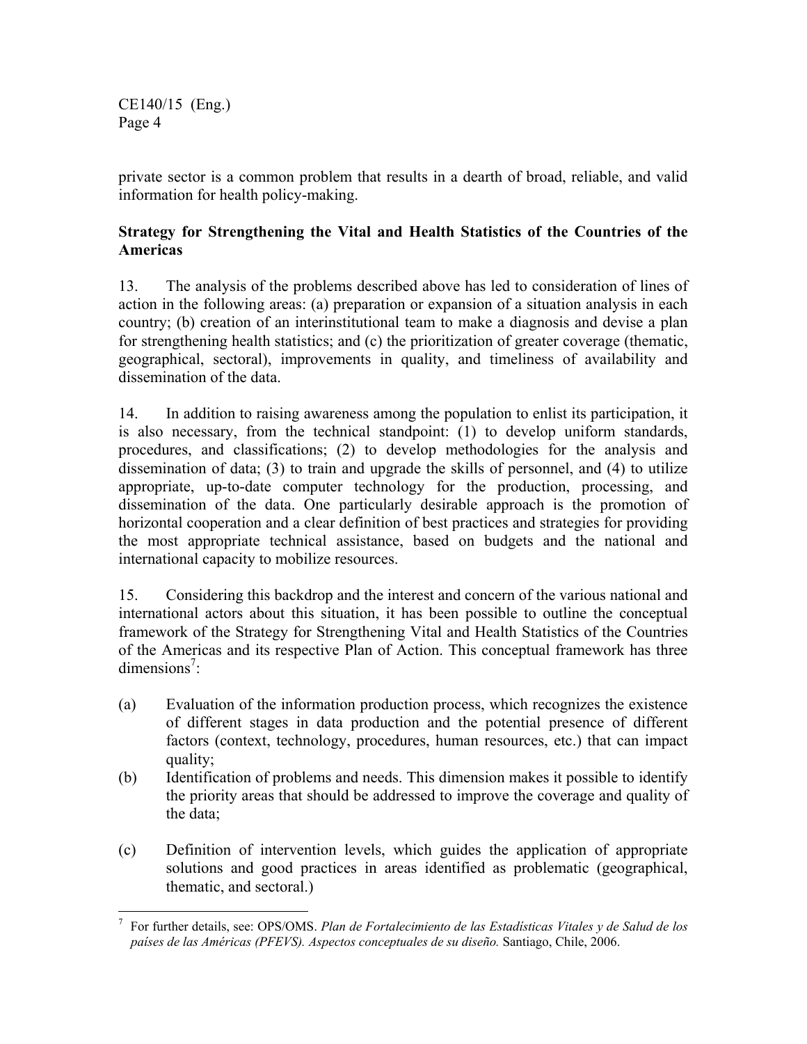private sector is a common problem that results in a dearth of broad, reliable, and valid information for health policy-making.

**Strategy for Strengthening the Vital and Health Statistics of the Countries of the Americas**

13. The analysis of the problems described above has led to consideration of lines of action in the following areas: (a) preparation or expansion of a situation analysis in each country; (b) creation of an interinstitutional team to make a diagnosis and devise a plan for strengthening health statistics; and (c) the prioritization of greater coverage (thematic, geographical, sectoral), improvements in quality, and timeliness of availability and dissemination of the data.

14. In addition to raising awareness among the population to enlist its participation, it is also necessary, from the technical standpoint: (1) to develop uniform standards, procedures, and classifications; (2) to develop methodologies for the analysis and dissemination of data; (3) to train and upgrade the skills of personnel, and (4) to utilize appropriate, up-to-date computer technology for the production, processing, and dissemination of the data. One particularly desirable approach is the promotion of horizontal cooperation and a clear definition of best practices and strategies for providing the most appropriate technical assistance, based on budgets and the national and international capacity to mobilize resources.

15. Considering this backdrop and the interest and concern of the various national and international actors about this situation, it has been possible to outline the conceptual framework of the Strategy for Strengthening Vital and Health Statistics of the Countries of the Americas and its respective Plan of Action. This conceptual framework has three dimensions[7]:

(a) Evaluation of the information production process, which recognizes the existence of different stages in data production and the potential presence of different factors (context, technology, procedures, human resources, etc.) that can impact quality;

(b) Identification of problems and needs. This dimension makes it possible to identify the priority areas that should be addressed to improve the coverage and quality of the data;

(c) Definition of intervention levels, which guides the application of appropriate solutions and good practices in areas identified as problematic (geographical, thematic, and sectoral.)

---

[7] For further details, see: OPS/OMS. *Plan de Fortalecimiento de las Estadísticas Vitales y de Salud de los países de las Américas (PFEVS). Aspectos conceptuales de su diseño.* Santiago, Chile, 2006.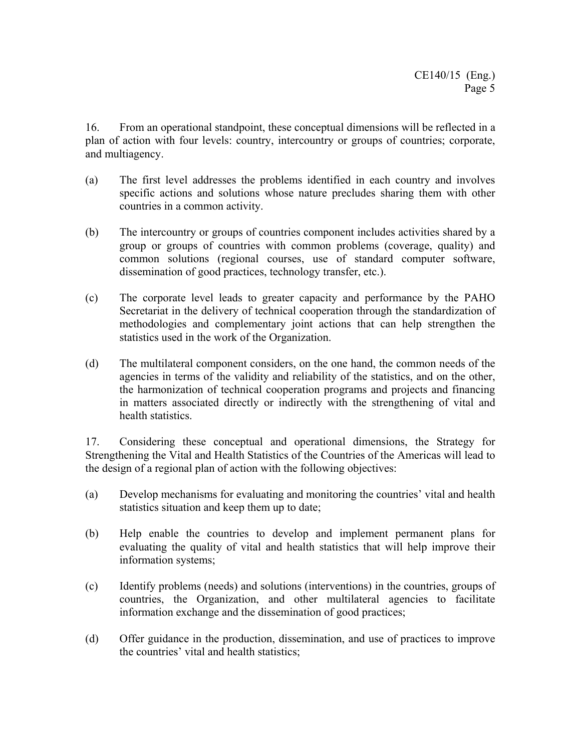16. From an operational standpoint, these conceptual dimensions will be reflected in a plan of action with four levels: country, intercountry or groups of countries; corporate, and multiagency.

(a) The first level addresses the problems identified in each country and involves specific actions and solutions whose nature precludes sharing them with other countries in a common activity.

(b) The intercountry or groups of countries component includes activities shared by a group or groups of countries with common problems (coverage, quality) and common solutions (regional courses, use of standard computer software, dissemination of good practices, technology transfer, etc.).

(c) The corporate level leads to greater capacity and performance by the PAHO Secretariat in the delivery of technical cooperation through the standardization of methodologies and complementary joint actions that can help strengthen the statistics used in the work of the Organization.

(d) The multilateral component considers, on the one hand, the common needs of the agencies in terms of the validity and reliability of the statistics, and on the other, the harmonization of technical cooperation programs and projects and financing in matters associated directly or indirectly with the strengthening of vital and health statistics.

17. Considering these conceptual and operational dimensions, the Strategy for Strengthening the Vital and Health Statistics of the Countries of the Americas will lead to the design of a regional plan of action with the following objectives:

(a) Develop mechanisms for evaluating and monitoring the countries' vital and health statistics situation and keep them up to date;

(b) Help enable the countries to develop and implement permanent plans for evaluating the quality of vital and health statistics that will help improve their information systems;

(c) Identify problems (needs) and solutions (interventions) in the countries, groups of countries, the Organization, and other multilateral agencies to facilitate information exchange and the dissemination of good practices;

(d) Offer guidance in the production, dissemination, and use of practices to improve the countries' vital and health statistics;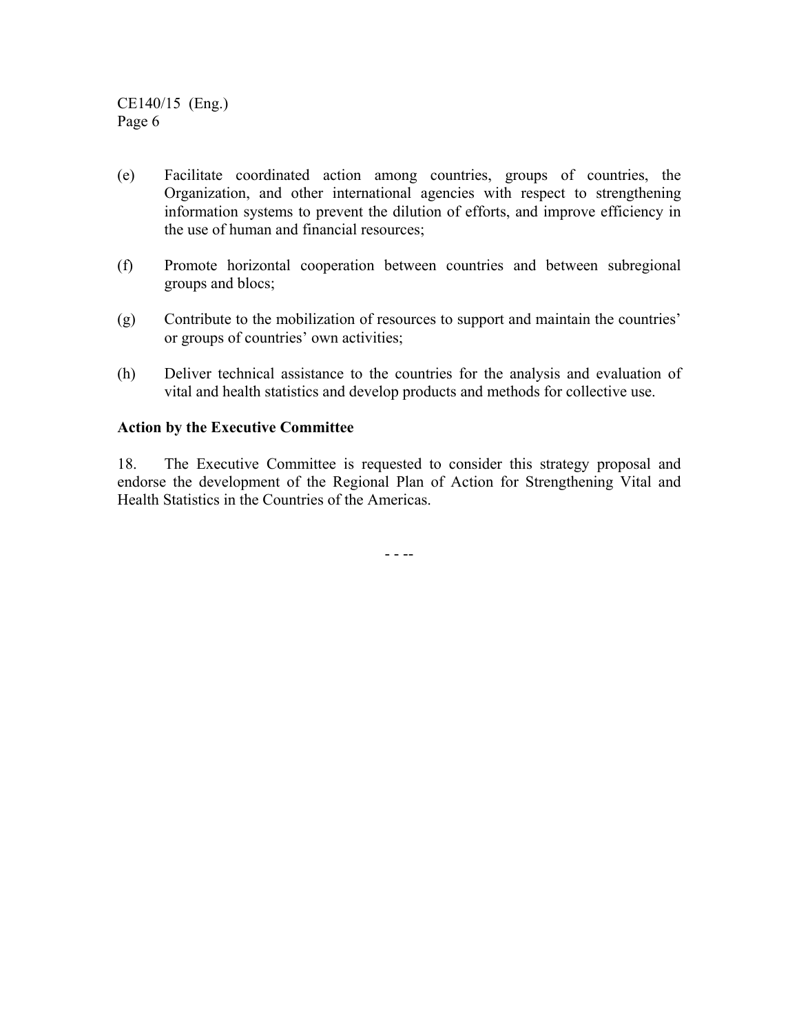(e) Facilitate coordinated action among countries, groups of countries, the Organization, and other international agencies with respect to strengthening information systems to prevent the dilution of efforts, and improve efficiency in the use of human and financial resources;

(f) Promote horizontal cooperation between countries and between subregional groups and blocs;

(g) Contribute to the mobilization of resources to support and maintain the countries' or groups of countries' own activities;

(h) Deliver technical assistance to the countries for the analysis and evaluation of vital and health statistics and develop products and methods for collective use.

**Action by the Executive Committee**

18. The Executive Committee is requested to consider this strategy proposal and endorse the development of the Regional Plan of Action for Strengthening Vital and Health Statistics in the Countries of the Americas.

- - --